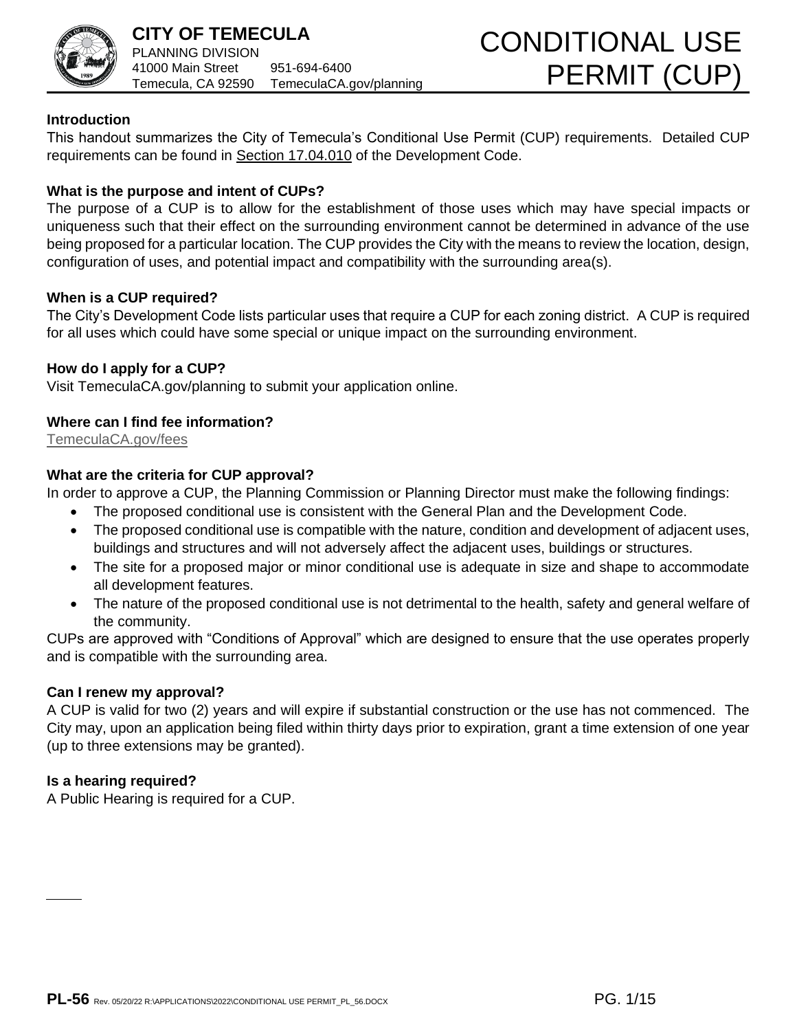**CITY OF TEMECULA**
PLANNING DIVISION
41000 Main Street 951-694-6400
Temecula, CA 92590 TemeculaCA.gov/planning

# CONDITIONAL USE PERMIT (CUP)

### Introduction

This handout summarizes the City of Temecula's Conditional Use Permit (CUP) requirements. Detailed CUP requirements can be found in Section 17.04.010 of the Development Code.

### What is the purpose and intent of CUPs?

The purpose of a CUP is to allow for the establishment of those uses which may have special impacts or uniqueness such that their effect on the surrounding environment cannot be determined in advance of the use being proposed for a particular location. The CUP provides the City with the means to review the location, design, configuration of uses, and potential impact and compatibility with the surrounding area(s).

### When is a CUP required?

The City's Development Code lists particular uses that require a CUP for each zoning district. A CUP is required for all uses which could have some special or unique impact on the surrounding environment.

### How do I apply for a CUP?

Visit TemeculaCA.gov/planning to submit your application online.

### Where can I find fee information?

TemeculaCA.gov/fees

### What are the criteria for CUP approval?

In order to approve a CUP, the Planning Commission or Planning Director must make the following findings:

- The proposed conditional use is consistent with the General Plan and the Development Code.
- The proposed conditional use is compatible with the nature, condition and development of adjacent uses, buildings and structures and will not adversely affect the adjacent uses, buildings or structures.
- The site for a proposed major or minor conditional use is adequate in size and shape to accommodate all development features.
- The nature of the proposed conditional use is not detrimental to the health, safety and general welfare of the community.

CUPs are approved with "Conditions of Approval" which are designed to ensure that the use operates properly and is compatible with the surrounding area.

### Can I renew my approval?

A CUP is valid for two (2) years and will expire if substantial construction or the use has not commenced. The City may, upon an application being filed within thirty days prior to expiration, grant a time extension of one year (up to three extensions may be granted).

### Is a hearing required?

A Public Hearing is required for a CUP.

**PL-56** Rev. 05/20/22 R:\APPLICATIONS\2022\CONDITIONAL USE PERMIT_PL_56.DOCX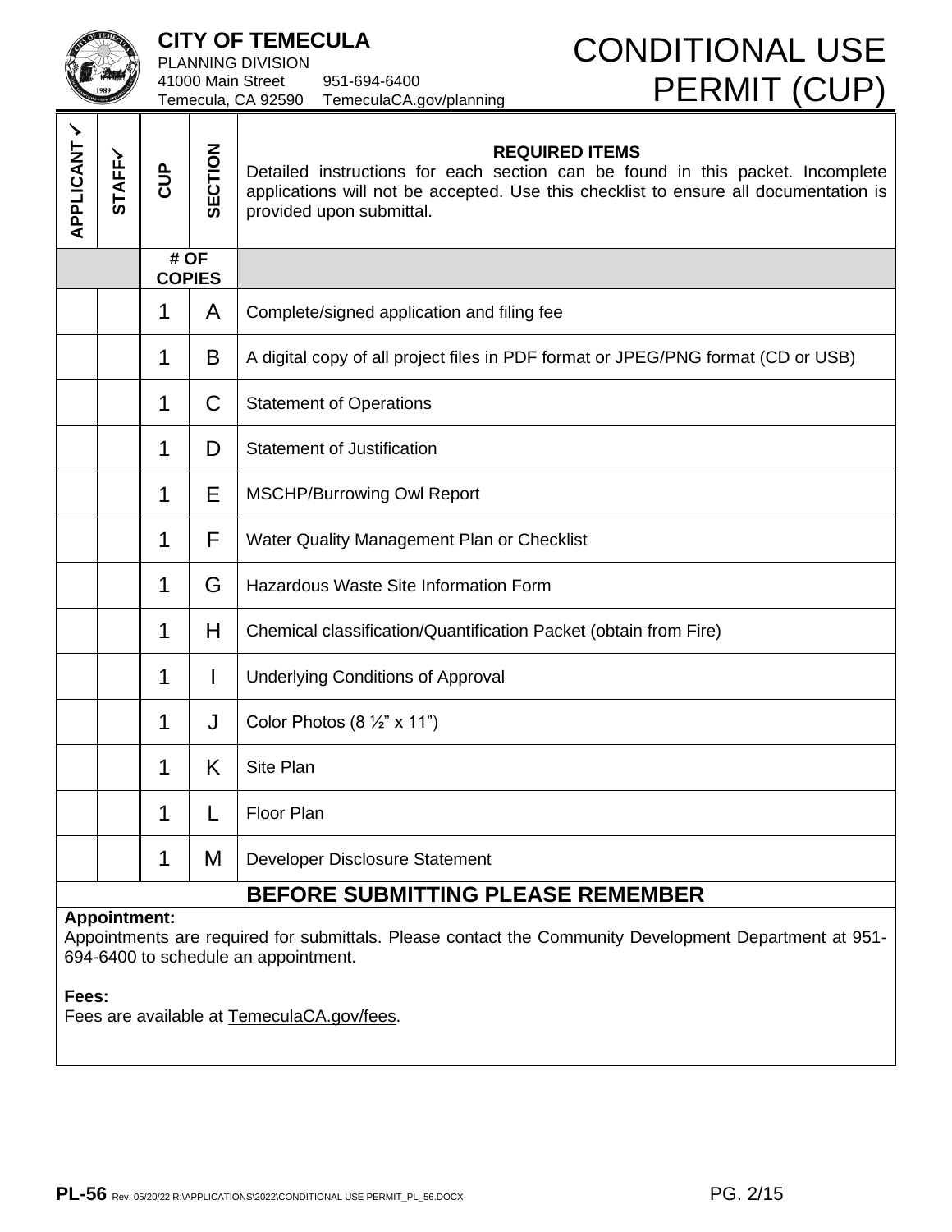**CITY OF TEMECULA**
PLANNING DIVISION
41000 Main Street 951-694-6400
Temecula, CA 92590 TemeculaCA.gov/planning

# CONDITIONAL USE PERMIT (CUP)

| APPLICANT ✓ | STAFF✓ | CUP | SECTION | **REQUIRED ITEMS** Detailed instructions for each section can be found in this packet. Incomplete applications will not be accepted. Use this checklist to ensure all documentation is provided upon submittal. |
|---|---|---|---|---|
| | | **# OF COPIES** | | |
| | | 1 | A | Complete/signed application and filing fee |
| | | 1 | B | A digital copy of all project files in PDF format or JPEG/PNG format (CD or USB) |
| | | 1 | C | Statement of Operations |
| | | 1 | D | Statement of Justification |
| | | 1 | E | MSCHP/Burrowing Owl Report |
| | | 1 | F | Water Quality Management Plan or Checklist |
| | | 1 | G | Hazardous Waste Site Information Form |
| | | 1 | H | Chemical classification/Quantification Packet (obtain from Fire) |
| | | 1 | I | Underlying Conditions of Approval |
| | | 1 | J | Color Photos (8 ½" x 11") |
| | | 1 | K | Site Plan |
| | | 1 | L | Floor Plan |
| | | 1 | M | Developer Disclosure Statement |

## BEFORE SUBMITTING PLEASE REMEMBER

**Appointment:**
Appointments are required for submittals. Please contact the Community Development Department at 951-694-6400 to schedule an appointment.

**Fees:**
Fees are available at TemeculaCA.gov/fees.

**PL-56** Rev. 05/20/22 R:\APPLICATIONS\2022\CONDITIONAL USE PERMIT_PL_56.DOCX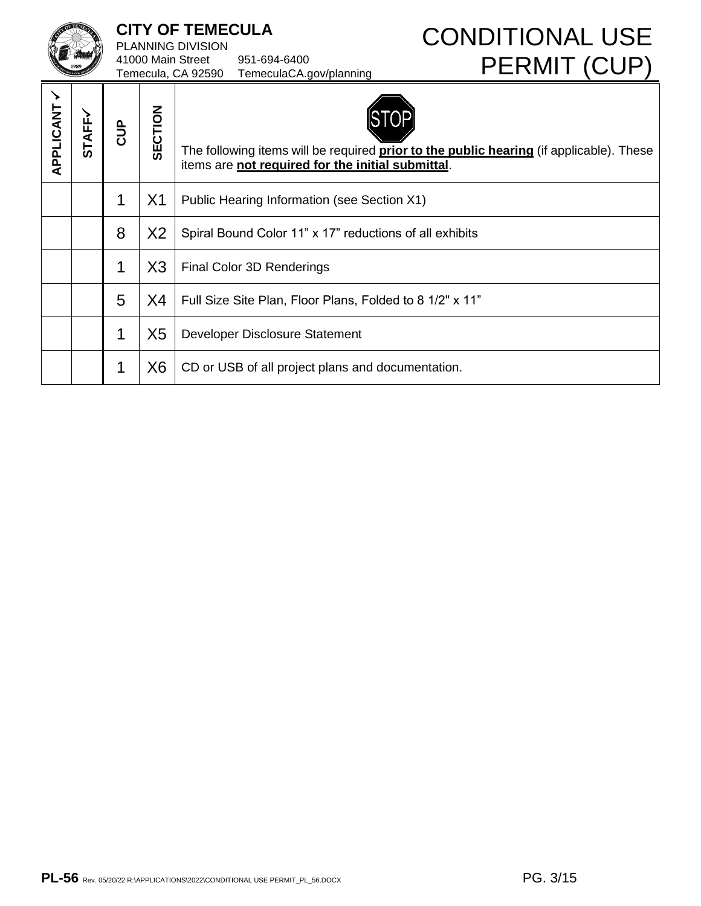# CITY OF TEMECULA

PLANNING DIVISION
41000 Main Street 951-694-6400
Temecula, CA 92590 TemeculaCA.gov/planning

# CONDITIONAL USE PERMIT (CUP)

| APPLICANT ✓ | STAFF✓ | CUP | SECTION | STOP The following items will be required **prior to the public hearing** (if applicable). These items are **not required for the initial submittal**. |
|---|---|---|---|---|
| | | 1 | X1 | Public Hearing Information (see Section X1) |
| | | 8 | X2 | Spiral Bound Color 11" x 17" reductions of all exhibits |
| | | 1 | X3 | Final Color 3D Renderings |
| | | 5 | X4 | Full Size Site Plan, Floor Plans, Folded to 8 1/2" x 11" |
| | | 1 | X5 | Developer Disclosure Statement |
| | | 1 | X6 | CD or USB of all project plans and documentation. |

**PL-56** Rev. 05/20/22 R:\APPLICATIONS\2022\CONDITIONAL USE PERMIT_PL_56.DOCX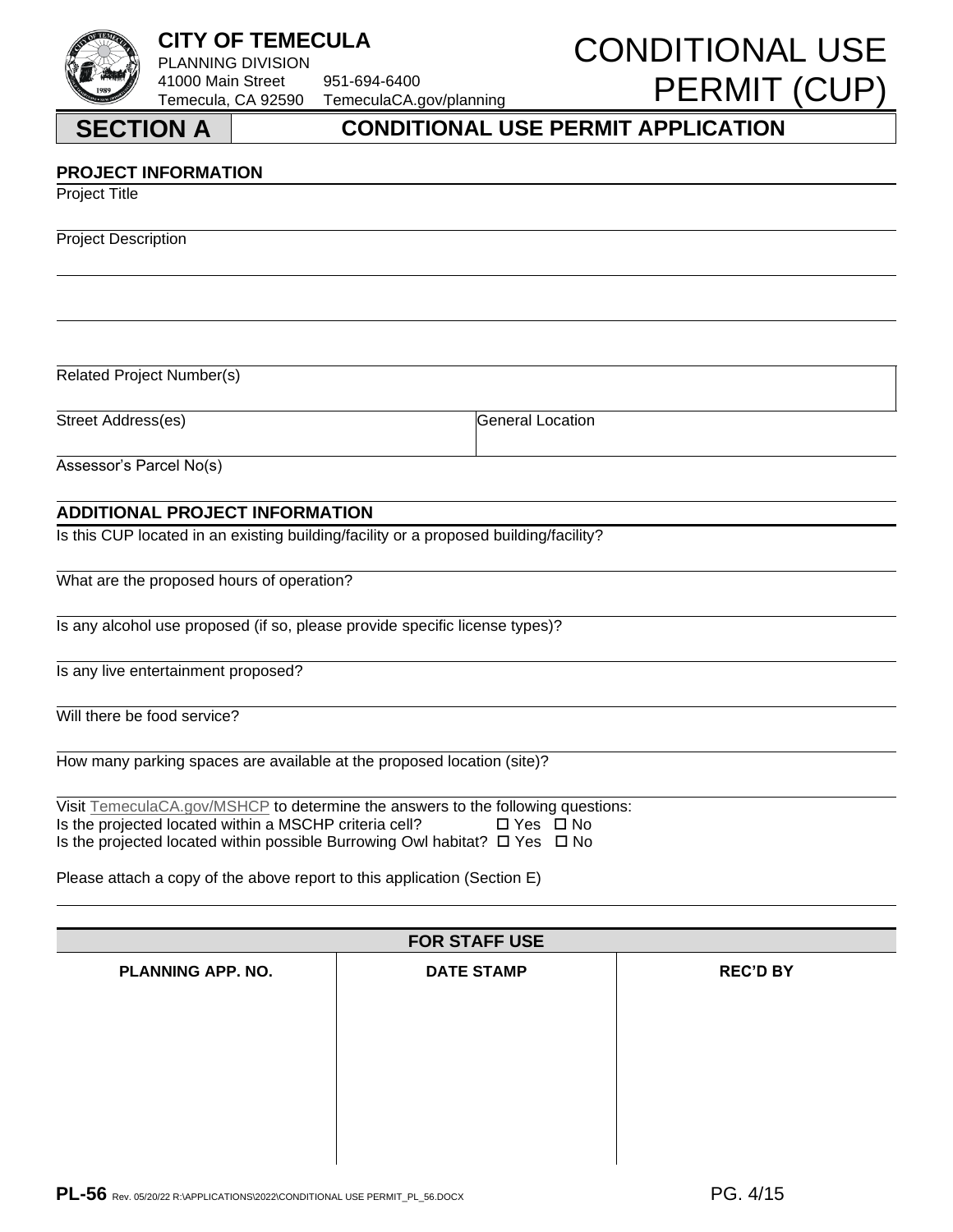**CITY OF TEMECULA**
PLANNING DIVISION
41000 Main Street 951-694-6400
Temecula, CA 92590 TemeculaCA.gov/planning

# CONDITIONAL USE PERMIT (CUP)

## SECTION A — CONDITIONAL USE PERMIT APPLICATION

### PROJECT INFORMATION

Project Title

Project Description

Related Project Number(s)

Street Address(es) | General Location

Assessor's Parcel No(s)

### ADDITIONAL PROJECT INFORMATION

Is this CUP located in an existing building/facility or a proposed building/facility?

What are the proposed hours of operation?

Is any alcohol use proposed (if so, please provide specific license types)?

Is any live entertainment proposed?

Will there be food service?

How many parking spaces are available at the proposed location (site)?

Visit TemeculaCA.gov/MSHCP to determine the answers to the following questions:
Is the projected located within a MSCHP criteria cell? ☐ Yes ☐ No
Is the projected located within possible Burrowing Owl habitat? ☐ Yes ☐ No

Please attach a copy of the above report to this application (Section E)

| FOR STAFF USE | | |
|---|---|---|
| **PLANNING APP. NO.** | **DATE STAMP** | **REC'D BY** |
| | | |

**PL-56** Rev. 05/20/22 R:\APPLICATIONS\2022\CONDITIONAL USE PERMIT_PL_56.DOCX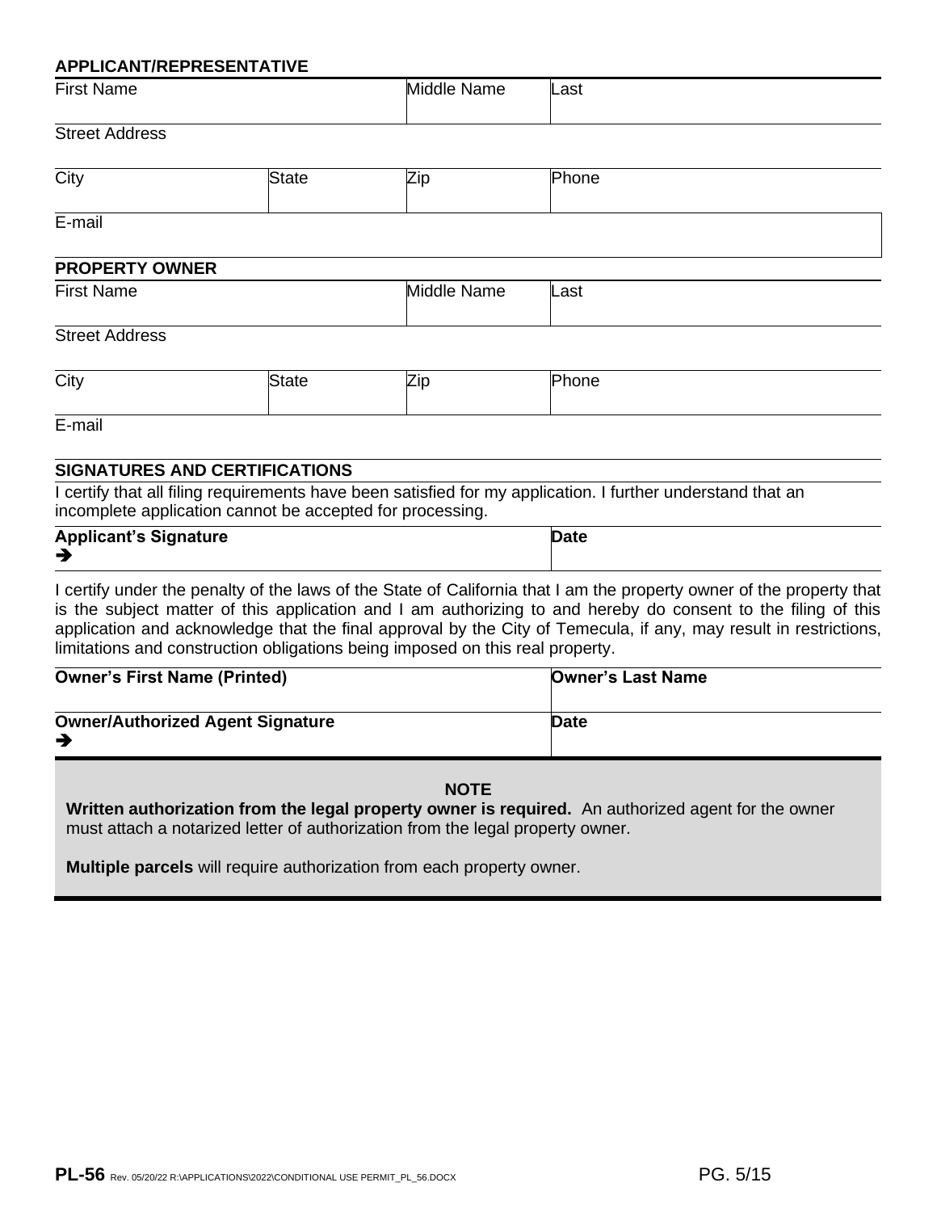**APPLICANT/REPRESENTATIVE**

| First Name | | Middle Name | Last |
|---|---|---|---|
| Street Address | | | |
| City | State | Zip | Phone |
| E-mail | | | |

**PROPERTY OWNER**

| First Name | | Middle Name | Last |
|---|---|---|---|
| Street Address | | | |
| City | State | Zip | Phone |
| E-mail | | | |

**SIGNATURES AND CERTIFICATIONS**

I certify that all filing requirements have been satisfied for my application. I further understand that an incomplete application cannot be accepted for processing.

| **Applicant's Signature** ➔ | **Date** |
|---|---|

I certify under the penalty of the laws of the State of California that I am the property owner of the property that is the subject matter of this application and I am authorizing to and hereby do consent to the filing of this application and acknowledge that the final approval by the City of Temecula, if any, may result in restrictions, limitations and construction obligations being imposed on this real property.

| **Owner's First Name (Printed)** | **Owner's Last Name** |
|---|---|
| **Owner/Authorized Agent Signature** ➔ | **Date** |

**NOTE**

**Written authorization from the legal property owner is required.** An authorized agent for the owner must attach a notarized letter of authorization from the legal property owner.

**Multiple parcels** will require authorization from each property owner.

**PL-56** Rev. 05/20/22 R:\APPLICATIONS\2022\CONDITIONAL USE PERMIT_PL_56.DOCX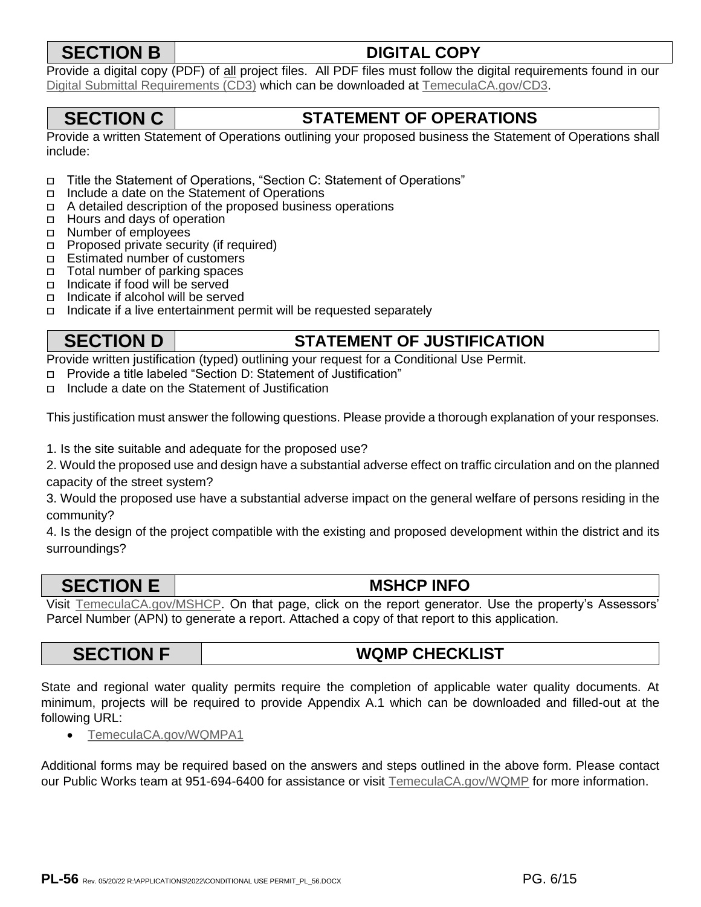## SECTION B — DIGITAL COPY

Provide a digital copy (PDF) of all project files. All PDF files must follow the digital requirements found in our Digital Submittal Requirements (CD3) which can be downloaded at TemeculaCA.gov/CD3.

## SECTION C — STATEMENT OF OPERATIONS

Provide a written Statement of Operations outlining your proposed business the Statement of Operations shall include:

- ☐ Title the Statement of Operations, "Section C: Statement of Operations"
- ☐ Include a date on the Statement of Operations
- ☐ A detailed description of the proposed business operations
- ☐ Hours and days of operation
- ☐ Number of employees
- ☐ Proposed private security (if required)
- ☐ Estimated number of customers
- ☐ Total number of parking spaces
- ☐ Indicate if food will be served
- ☐ Indicate if alcohol will be served
- ☐ Indicate if a live entertainment permit will be requested separately

## SECTION D — STATEMENT OF JUSTIFICATION

Provide written justification (typed) outlining your request for a Conditional Use Permit.

- ☐ Provide a title labeled "Section D: Statement of Justification"
- ☐ Include a date on the Statement of Justification

This justification must answer the following questions. Please provide a thorough explanation of your responses.

1. Is the site suitable and adequate for the proposed use?
2. Would the proposed use and design have a substantial adverse effect on traffic circulation and on the planned capacity of the street system?
3. Would the proposed use have a substantial adverse impact on the general welfare of persons residing in the community?
4. Is the design of the project compatible with the existing and proposed development within the district and its surroundings?

## SECTION E — MSHCP INFO

Visit TemeculaCA.gov/MSHCP. On that page, click on the report generator. Use the property's Assessors' Parcel Number (APN) to generate a report. Attached a copy of that report to this application.

## SECTION F — WQMP CHECKLIST

State and regional water quality permits require the completion of applicable water quality documents. At minimum, projects will be required to provide Appendix A.1 which can be downloaded and filled-out at the following URL:

- TemeculaCA.gov/WQMPA1

Additional forms may be required based on the answers and steps outlined in the above form. Please contact our Public Works team at 951-694-6400 for assistance or visit TemeculaCA.gov/WQMP for more information.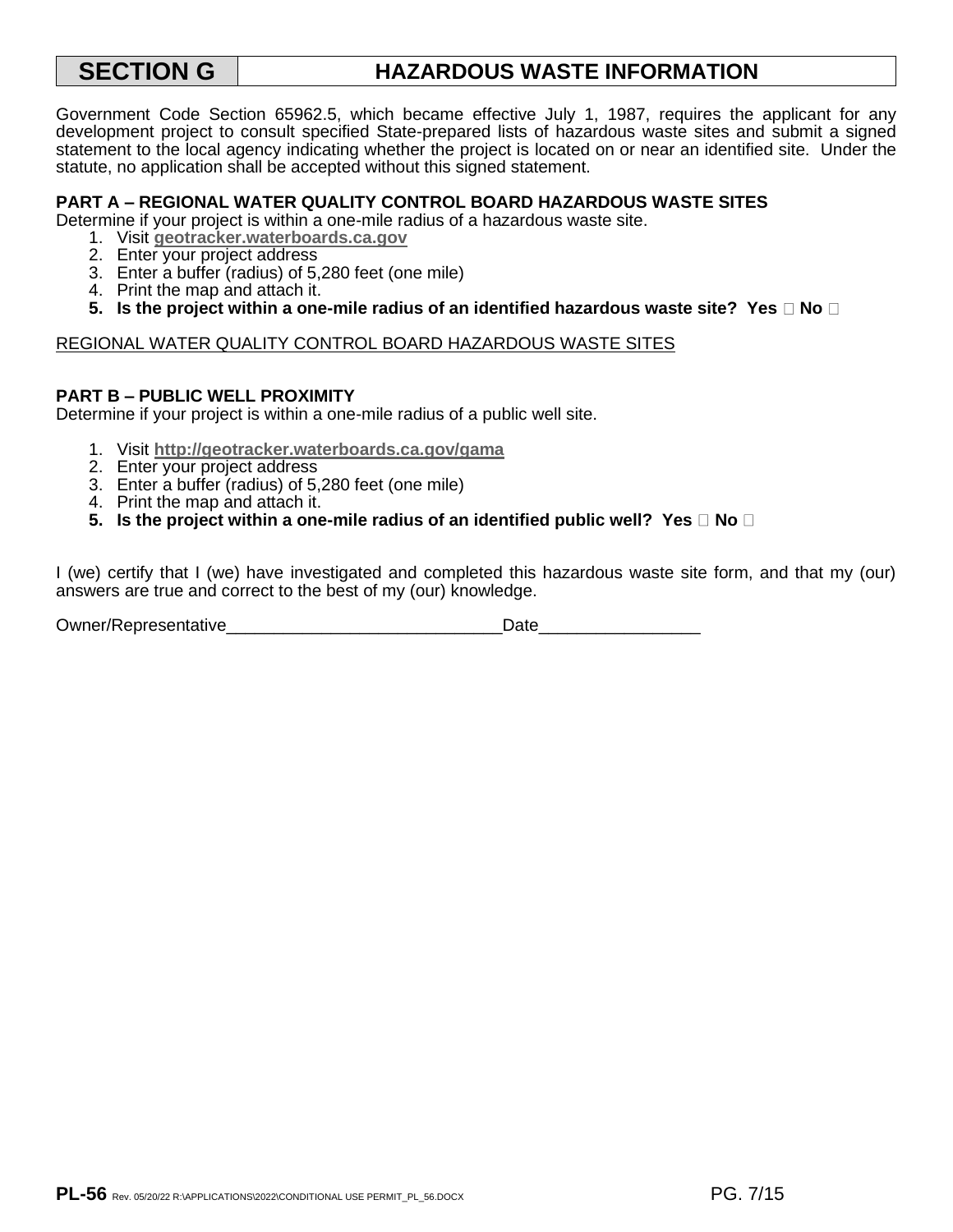| SECTION G | HAZARDOUS WASTE INFORMATION |
|---|---|

Government Code Section 65962.5, which became effective July 1, 1987, requires the applicant for any development project to consult specified State-prepared lists of hazardous waste sites and submit a signed statement to the local agency indicating whether the project is located on or near an identified site. Under the statute, no application shall be accepted without this signed statement.

**PART A – REGIONAL WATER QUALITY CONTROL BOARD HAZARDOUS WASTE SITES**

Determine if your project is within a one-mile radius of a hazardous waste site.

1. Visit **geotracker.waterboards.ca.gov**
2. Enter your project address
3. Enter a buffer (radius) of 5,280 feet (one mile)
4. Print the map and attach it.
5. **Is the project within a one-mile radius of an identified hazardous waste site? Yes ☐ No ☐**

REGIONAL WATER QUALITY CONTROL BOARD HAZARDOUS WASTE SITES

**PART B – PUBLIC WELL PROXIMITY**

Determine if your project is within a one-mile radius of a public well site.

1. Visit **http://geotracker.waterboards.ca.gov/gama**
2. Enter your project address
3. Enter a buffer (radius) of 5,280 feet (one mile)
4. Print the map and attach it.
5. **Is the project within a one-mile radius of an identified public well? Yes ☐ No ☐**

I (we) certify that I (we) have investigated and completed this hazardous waste site form, and that my (our) answers are true and correct to the best of my (our) knowledge.

Owner/Representative_____________________________Date_________________

**PL-56** Rev. 05/20/22 R:\APPLICATIONS\2022\CONDITIONAL USE PERMIT_PL_56.DOCX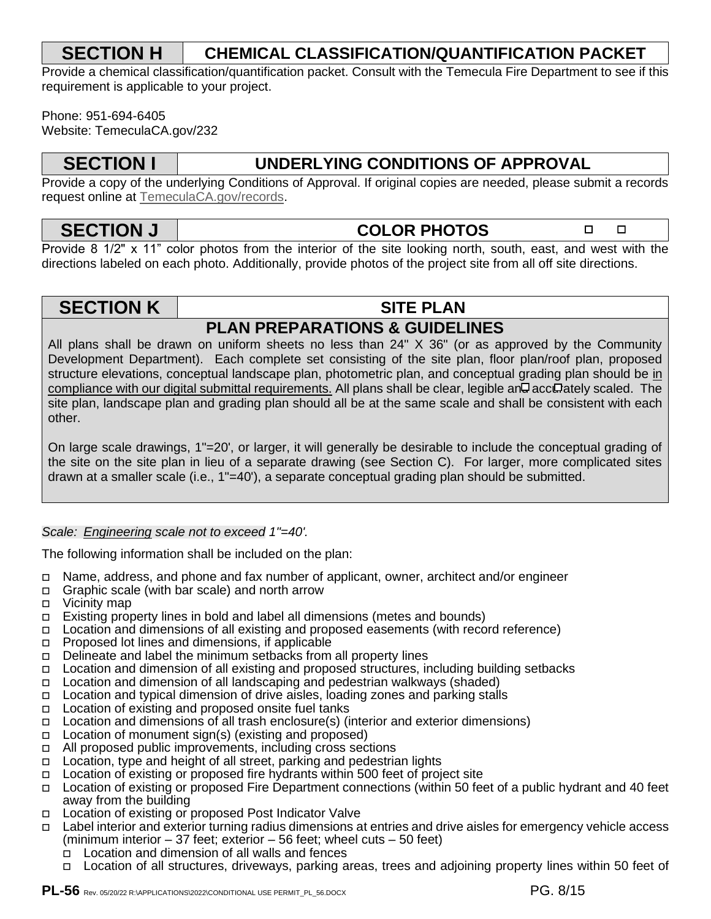## SECTION H — CHEMICAL CLASSIFICATION/QUANTIFICATION PACKET

Provide a chemical classification/quantification packet. Consult with the Temecula Fire Department to see if this requirement is applicable to your project.

Phone: 951-694-6405
Website: TemeculaCA.gov/232

## SECTION I — UNDERLYING CONDITIONS OF APPROVAL

Provide a copy of the underlying Conditions of Approval. If original copies are needed, please submit a records request online at TemeculaCA.gov/records.

## SECTION J — COLOR PHOTOS ☐ ☐

Provide 8 1/2" x 11" color photos from the interior of the site looking north, south, east, and west with the directions labeled on each photo. Additionally, provide photos of the project site from all off site directions.

## SECTION K — SITE PLAN

### PLAN PREPARATIONS & GUIDELINES

All plans shall be drawn on uniform sheets no less than 24" X 36" (or as approved by the Community Development Department). Each complete set consisting of the site plan, floor plan/roof plan, proposed structure elevations, conceptual landscape plan, photometric plan, and conceptual grading plan should be in compliance with our digital submittal requirements. All plans shall be clear, legible and accurately scaled. The site plan, landscape plan and grading plan should all be at the same scale and shall be consistent with each other.

On large scale drawings, 1"=20', or larger, it will generally be desirable to include the conceptual grading of the site on the site plan in lieu of a separate drawing (see Section C). For larger, more complicated sites drawn at a smaller scale (i.e., 1"=40'), a separate conceptual grading plan should be submitted.

*Scale: Engineering scale not to exceed 1"=40'.*

The following information shall be included on the plan:

- ☐ Name, address, and phone and fax number of applicant, owner, architect and/or engineer
- ☐ Graphic scale (with bar scale) and north arrow
- ☐ Vicinity map
- ☐ Existing property lines in bold and label all dimensions (metes and bounds)
- ☐ Location and dimensions of all existing and proposed easements (with record reference)
- ☐ Proposed lot lines and dimensions, if applicable
- ☐ Delineate and label the minimum setbacks from all property lines
- ☐ Location and dimension of all existing and proposed structures, including building setbacks
- ☐ Location and dimension of all landscaping and pedestrian walkways (shaded)
- ☐ Location and typical dimension of drive aisles, loading zones and parking stalls
- ☐ Location of existing and proposed onsite fuel tanks
- ☐ Location and dimensions of all trash enclosure(s) (interior and exterior dimensions)
- ☐ Location of monument sign(s) (existing and proposed)
- ☐ All proposed public improvements, including cross sections
- ☐ Location, type and height of all street, parking and pedestrian lights
- ☐ Location of existing or proposed fire hydrants within 500 feet of project site
- ☐ Location of existing or proposed Fire Department connections (within 50 feet of a public hydrant and 40 feet away from the building
- ☐ Location of existing or proposed Post Indicator Valve
- ☐ Label interior and exterior turning radius dimensions at entries and drive aisles for emergency vehicle access (minimum interior – 37 feet; exterior – 56 feet; wheel cuts – 50 feet)
  - ☐ Location and dimension of all walls and fences
  - ☐ Location of all structures, driveways, parking areas, trees and adjoining property lines within 50 feet of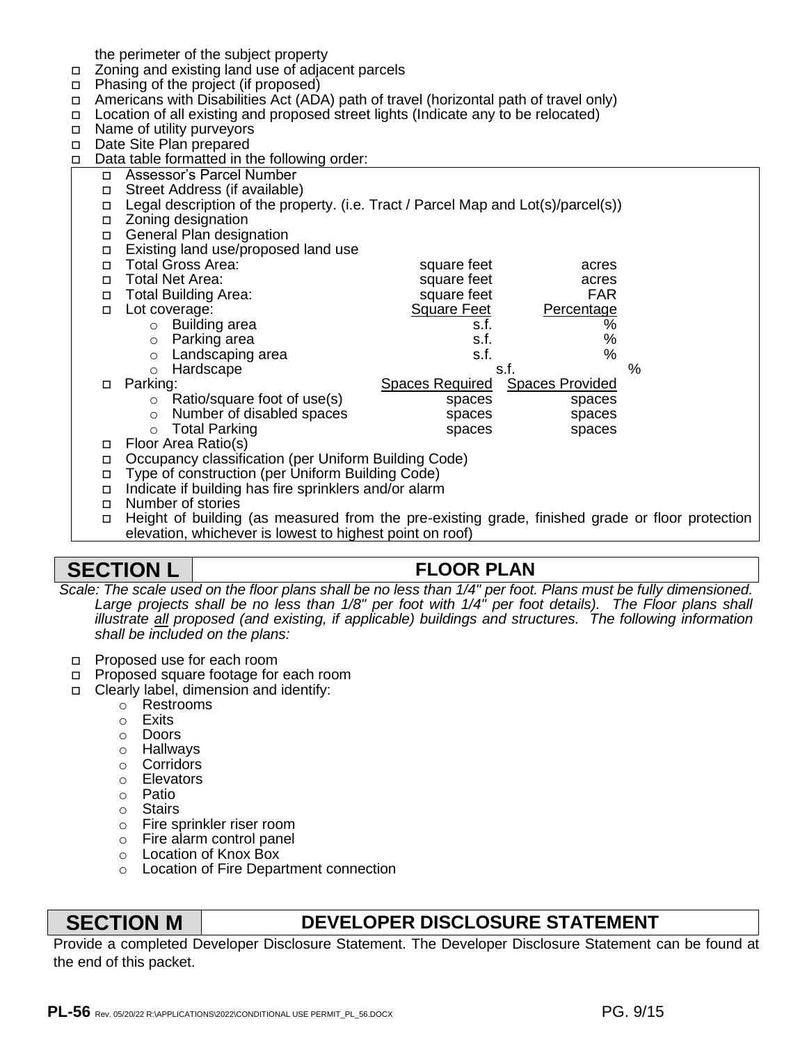the perimeter of the subject property

- ☐ Zoning and existing land use of adjacent parcels
- ☐ Phasing of the project (if proposed)
- ☐ Americans with Disabilities Act (ADA) path of travel (horizontal path of travel only)
- ☐ Location of all existing and proposed street lights (Indicate any to be relocated)
- ☐ Name of utility purveyors
- ☐ Date Site Plan prepared
- ☐ Data table formatted in the following order:
  - ☐ Assessor's Parcel Number
  - ☐ Street Address (if available)
  - ☐ Legal description of the property. (i.e. Tract / Parcel Map and Lot(s)/parcel(s))
  - ☐ Zoning designation
  - ☐ General Plan designation
  - ☐ Existing land use/proposed land use

| | | |
|---|---|---|
| ☐ Total Gross Area: | square feet | acres |
| ☐ Total Net Area: | square feet | acres |
| ☐ Total Building Area: | square feet | FAR |
| ☐ Lot coverage: | Square Feet | Percentage |
| ○ Building area | s.f. | % |
| ○ Parking area | s.f. | % |
| ○ Landscaping area | s.f. | % |
| ○ Hardscape | s.f. | % |
| ☐ Parking: | Spaces Required | Spaces Provided |
| ○ Ratio/square foot of use(s) | spaces | spaces |
| ○ Number of disabled spaces | spaces | spaces |
| ○ Total Parking | spaces | spaces |

  - ☐ Floor Area Ratio(s)
  - ☐ Occupancy classification (per Uniform Building Code)
  - ☐ Type of construction (per Uniform Building Code)
  - ☐ Indicate if building has fire sprinklers and/or alarm
  - ☐ Number of stories
  - ☐ Height of building (as measured from the pre-existing grade, finished grade or floor protection elevation, whichever is lowest to highest point on roof)

## SECTION L — FLOOR PLAN

*Scale: The scale used on the floor plans shall be no less than 1/4" per foot. Plans must be fully dimensioned. Large projects shall be no less than 1/8" per foot with 1/4" per foot details). The Floor plans shall illustrate all proposed (and existing, if applicable) buildings and structures. The following information shall be included on the plans:*

- ☐ Proposed use for each room
- ☐ Proposed square footage for each room
- ☐ Clearly label, dimension and identify:
  - ○ Restrooms
  - ○ Exits
  - ○ Doors
  - ○ Hallways
  - ○ Corridors
  - ○ Elevators
  - ○ Patio
  - ○ Stairs
  - ○ Fire sprinkler riser room
  - ○ Fire alarm control panel
  - ○ Location of Knox Box
  - ○ Location of Fire Department connection

## SECTION M — DEVELOPER DISCLOSURE STATEMENT

Provide a completed Developer Disclosure Statement. The Developer Disclosure Statement can be found at the end of this packet.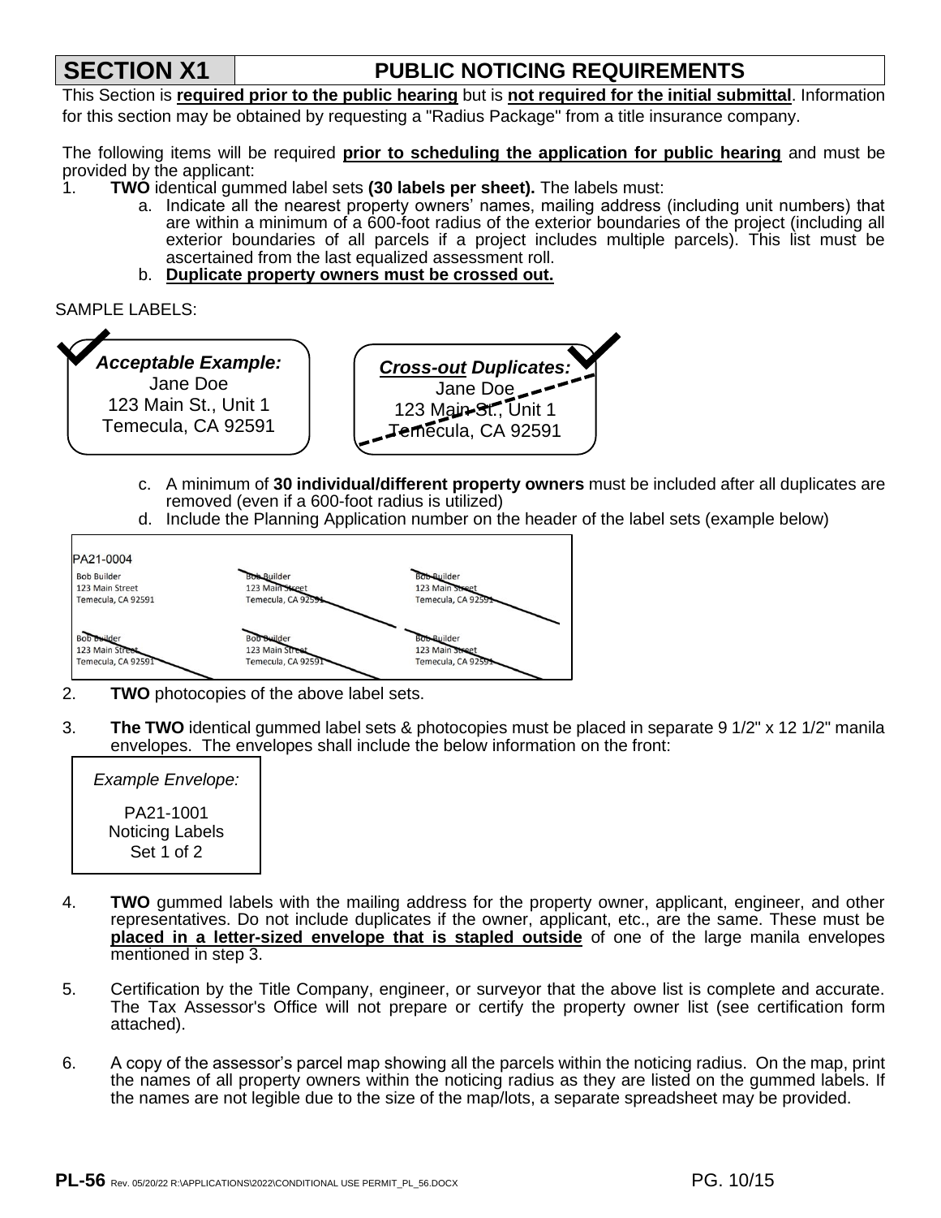## SECTION X1 — PUBLIC NOTICING REQUIREMENTS

This Section is **required prior to the public hearing** but is **not required for the initial submittal**. Information for this section may be obtained by requesting a "Radius Package" from a title insurance company.

The following items will be required **prior to scheduling the application for public hearing** and must be provided by the applicant:

1. **TWO** identical gummed label sets **(30 labels per sheet).** The labels must:
   a. Indicate all the nearest property owners' names, mailing address (including unit numbers) that are within a minimum of a 600-foot radius of the exterior boundaries of the project (including all exterior boundaries of all parcels if a project includes multiple parcels). This list must be ascertained from the last equalized assessment roll.
   b. **Duplicate property owners must be crossed out.**

SAMPLE LABELS:

| ***Acceptable Example:*** | ***Cross-out Duplicates:*** |
|---|---|
| Jane Doe<br>123 Main St., Unit 1<br>Temecula, CA 92591 | ~~Jane Doe<br>123 Main St., Unit 1<br>Temecula, CA 92591~~ |

   c. A minimum of **30 individual/different property owners** must be included after all duplicates are removed (even if a 600-foot radius is utilized)
   d. Include the Planning Application number on the header of the label sets (example below)

PA21-0004

| | | |
|---|---|---|
| Bob Builder<br>123 Main Street<br>Temecula, CA 92591 | ~~Bob Builder<br>123 Main Street<br>Temecula, CA 92591~~ | ~~Bob Builder<br>123 Main Street<br>Temecula, CA 92591~~ |
| ~~Bob Builder<br>123 Main Street<br>Temecula, CA 92591~~ | ~~Bob Builder<br>123 Main Street<br>Temecula, CA 92591~~ | ~~Bob Builder<br>123 Main Street<br>Temecula, CA 92591~~ |

2. **TWO** photocopies of the above label sets.

3. **The TWO** identical gummed label sets & photocopies must be placed in separate 9 1/2" x 12 1/2" manila envelopes. The envelopes shall include the below information on the front:

   *Example Envelope:*

   PA21-1001
   Noticing Labels
   Set 1 of 2

4. **TWO** gummed labels with the mailing address for the property owner, applicant, engineer, and other representatives. Do not include duplicates if the owner, applicant, etc., are the same. These must be **placed in a letter-sized envelope that is stapled outside** of one of the large manila envelopes mentioned in step 3.

5. Certification by the Title Company, engineer, or surveyor that the above list is complete and accurate. The Tax Assessor's Office will not prepare or certify the property owner list (see certification form attached).

6. A copy of the assessor's parcel map showing all the parcels within the noticing radius. On the map, print the names of all property owners within the noticing radius as they are listed on the gummed labels. If the names are not legible due to the size of the map/lots, a separate spreadsheet may be provided.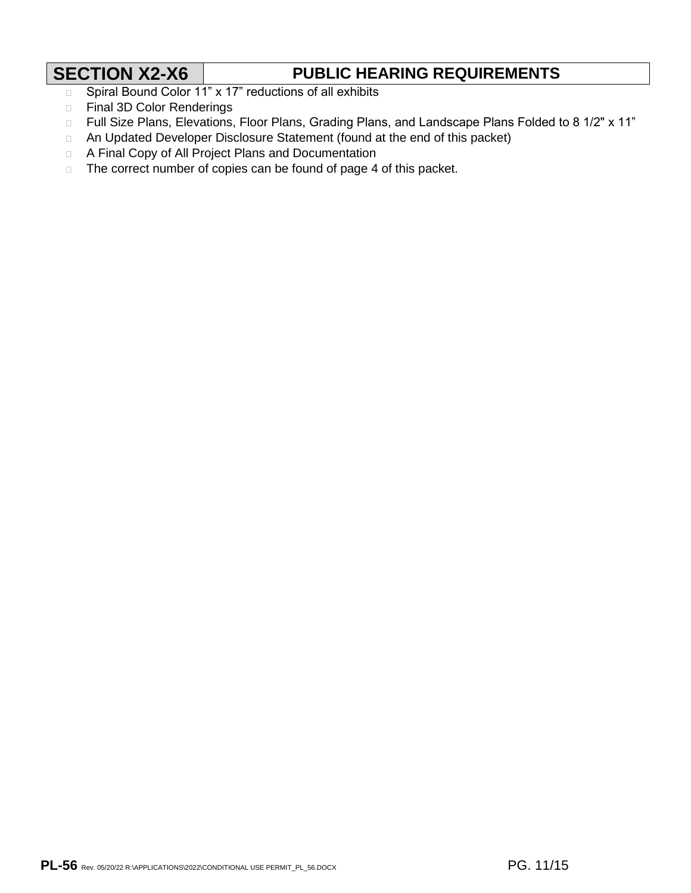## SECTION X2-X6 — PUBLIC HEARING REQUIREMENTS

- Spiral Bound Color 11" x 17" reductions of all exhibits
- Final 3D Color Renderings
- Full Size Plans, Elevations, Floor Plans, Grading Plans, and Landscape Plans Folded to 8 1/2" x 11"
- An Updated Developer Disclosure Statement (found at the end of this packet)
- A Final Copy of All Project Plans and Documentation
- The correct number of copies can be found of page 4 of this packet.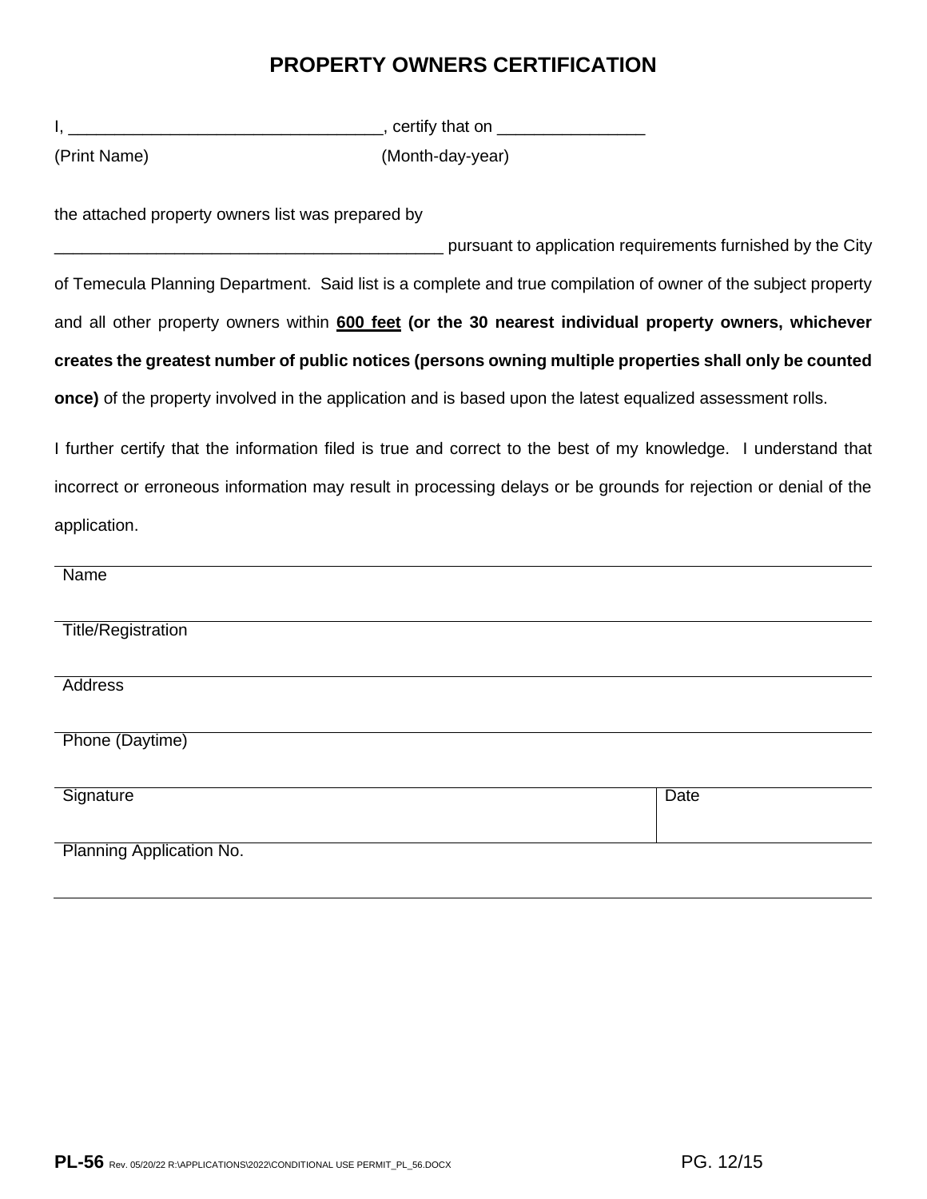# PROPERTY OWNERS CERTIFICATION

I, _________________________________, certify that on ________________

(Print Name) (Month-day-year)

the attached property owners list was prepared by

__________________________________________ pursuant to application requirements furnished by the City of Temecula Planning Department. Said list is a complete and true compilation of owner of the subject property and all other property owners within **600 feet** **(or the 30 nearest individual property owners, whichever creates the greatest number of public notices (persons owning multiple properties shall only be counted once)** of the property involved in the application and is based upon the latest equalized assessment rolls.

I further certify that the information filed is true and correct to the best of my knowledge. I understand that incorrect or erroneous information may result in processing delays or be grounds for rejection or denial of the application.

| | |
|---|---|
| Name | |
| Title/Registration | |
| Address | |
| Phone (Daytime) | |
| Signature | Date |
| Planning Application No. | |

**PL-56** Rev. 05/20/22 R:\APPLICATIONS\2022\CONDITIONAL USE PERMIT_PL_56.DOCX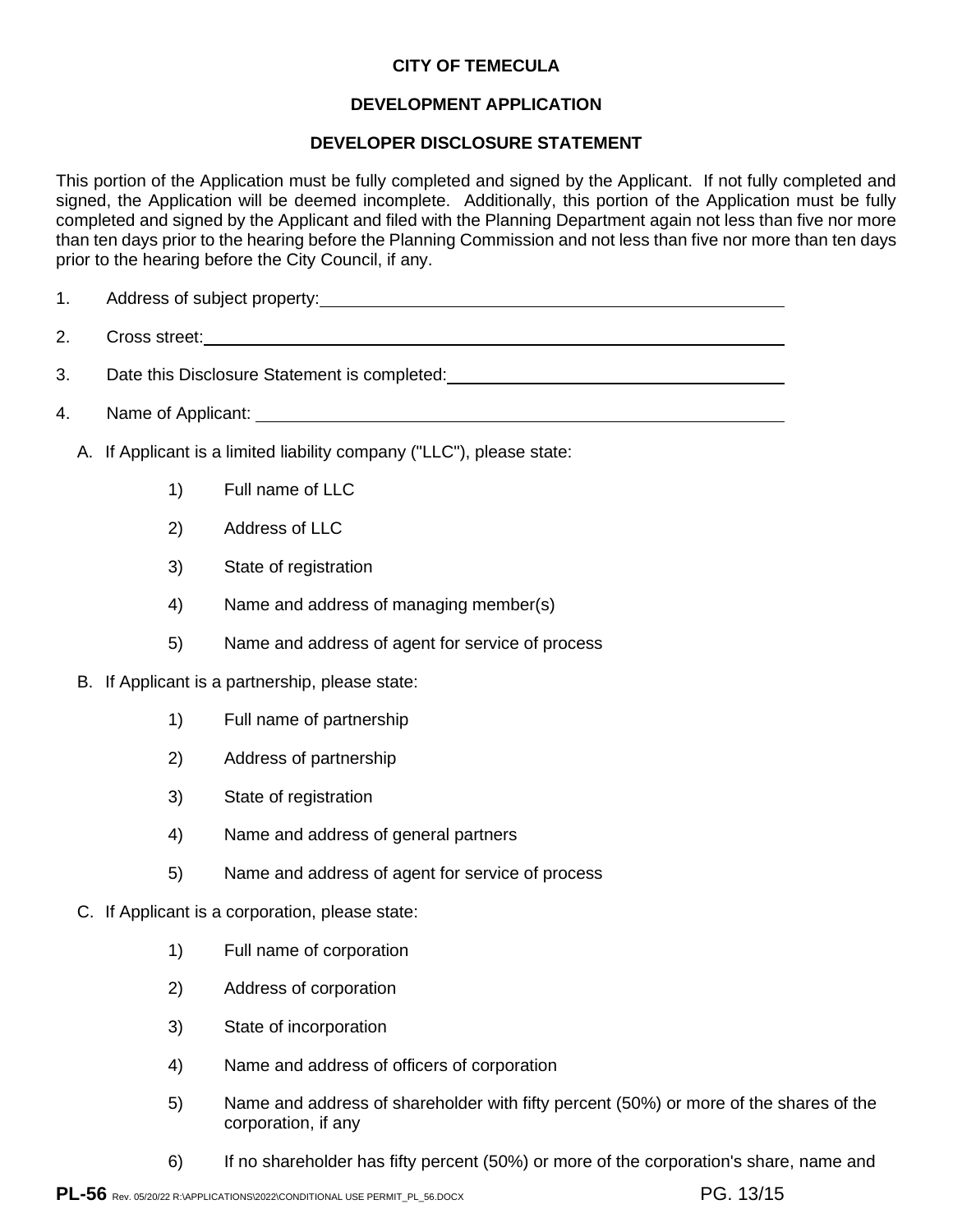**CITY OF TEMECULA**

**DEVELOPMENT APPLICATION**

**DEVELOPER DISCLOSURE STATEMENT**

This portion of the Application must be fully completed and signed by the Applicant. If not fully completed and signed, the Application will be deemed incomplete. Additionally, this portion of the Application must be fully completed and signed by the Applicant and filed with the Planning Department again not less than five nor more than ten days prior to the hearing before the Planning Commission and not less than five nor more than ten days prior to the hearing before the City Council, if any.

1. Address of subject property: ______________________________

2. Cross street: ______________________________

3. Date this Disclosure Statement is completed: ______________________________

4. Name of Applicant: ______________________________

   A. If Applicant is a limited liability company ("LLC"), please state:

      1) Full name of LLC

      2) Address of LLC

      3) State of registration

      4) Name and address of managing member(s)

      5) Name and address of agent for service of process

   B. If Applicant is a partnership, please state:

      1) Full name of partnership

      2) Address of partnership

      3) State of registration

      4) Name and address of general partners

      5) Name and address of agent for service of process

   C. If Applicant is a corporation, please state:

      1) Full name of corporation

      2) Address of corporation

      3) State of incorporation

      4) Name and address of officers of corporation

      5) Name and address of shareholder with fifty percent (50%) or more of the shares of the corporation, if any

      6) If no shareholder has fifty percent (50%) or more of the corporation's share, name and

PL-56 Rev. 05/20/22 R:\APPLICATIONS\2022\CONDITIONAL USE PERMIT_PL_56.DOCX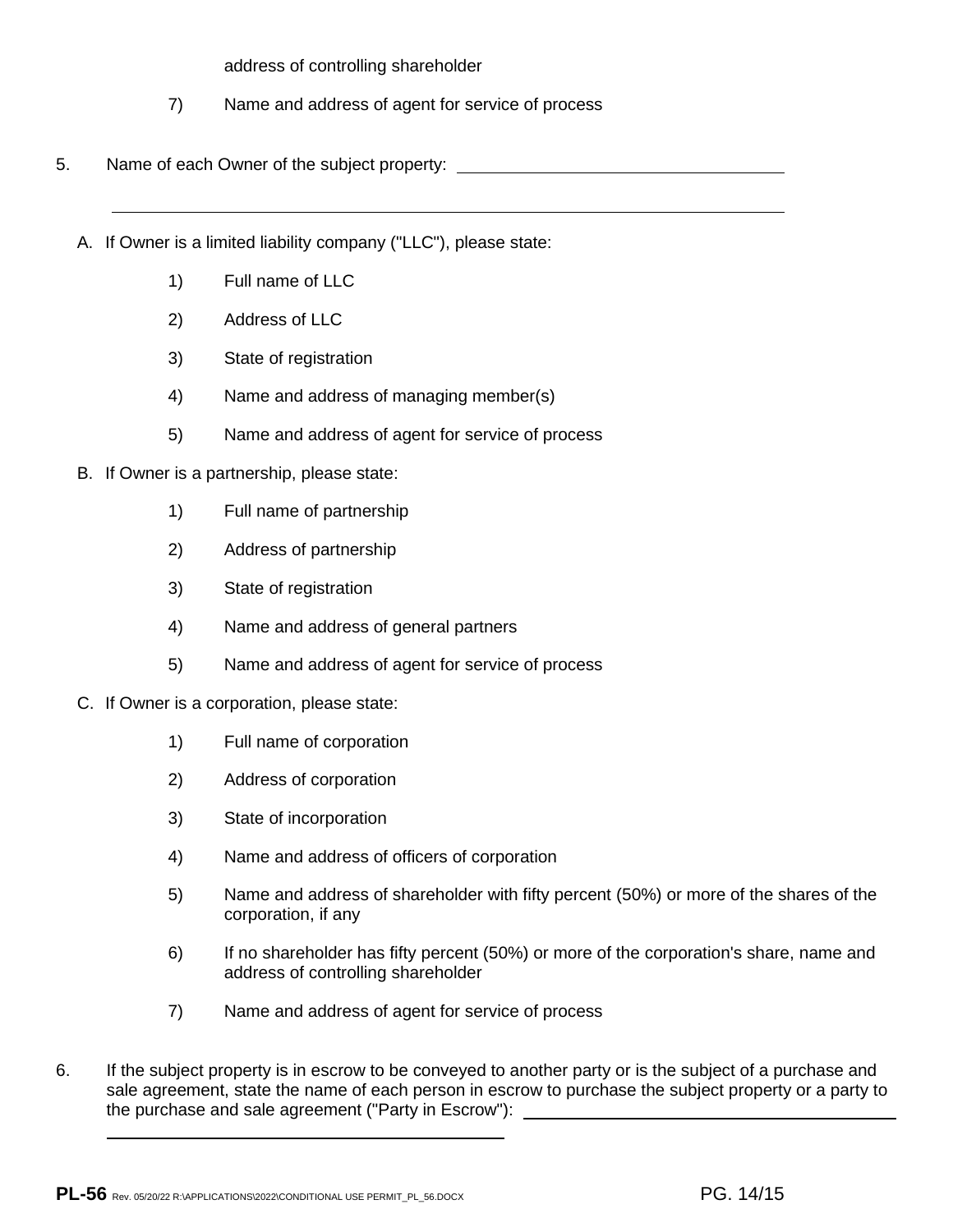address of controlling shareholder

7) Name and address of agent for service of process

5. Name of each Owner of the subject property: ____________________________________

______________________________________________________________________

A. If Owner is a limited liability company ("LLC"), please state:

1) Full name of LLC

2) Address of LLC

3) State of registration

4) Name and address of managing member(s)

5) Name and address of agent for service of process

B. If Owner is a partnership, please state:

1) Full name of partnership

2) Address of partnership

3) State of registration

4) Name and address of general partners

5) Name and address of agent for service of process

C. If Owner is a corporation, please state:

1) Full name of corporation

2) Address of corporation

3) State of incorporation

4) Name and address of officers of corporation

5) Name and address of shareholder with fifty percent (50%) or more of the shares of the corporation, if any

6) If no shareholder has fifty percent (50%) or more of the corporation's share, name and address of controlling shareholder

7) Name and address of agent for service of process

6. If the subject property is in escrow to be conveyed to another party or is the subject of a purchase and sale agreement, state the name of each person in escrow to purchase the subject property or a party to the purchase and sale agreement ("Party in Escrow"): ____________________________________

____________________________________________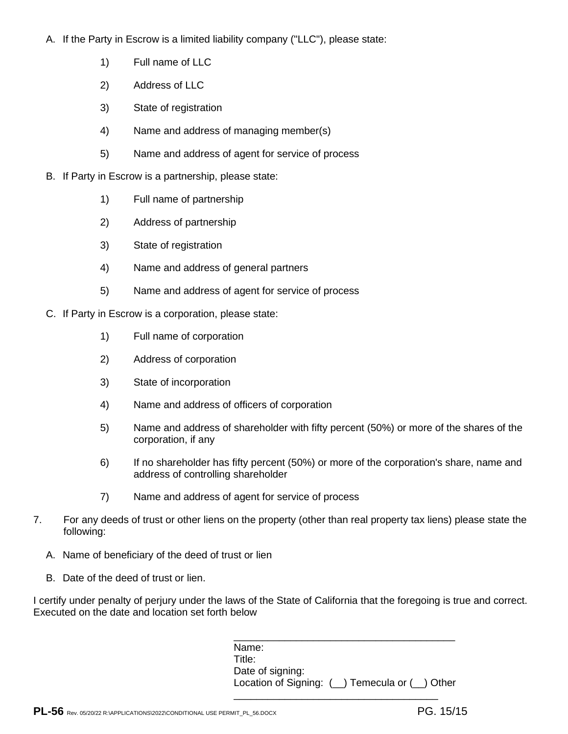A. If the Party in Escrow is a limited liability company ("LLC"), please state:

   1) Full name of LLC

   2) Address of LLC

   3) State of registration

   4) Name and address of managing member(s)

   5) Name and address of agent for service of process

B. If Party in Escrow is a partnership, please state:

   1) Full name of partnership

   2) Address of partnership

   3) State of registration

   4) Name and address of general partners

   5) Name and address of agent for service of process

C. If Party in Escrow is a corporation, please state:

   1) Full name of corporation

   2) Address of corporation

   3) State of incorporation

   4) Name and address of officers of corporation

   5) Name and address of shareholder with fifty percent (50%) or more of the shares of the corporation, if any

   6) If no shareholder has fifty percent (50%) or more of the corporation's share, name and address of controlling shareholder

   7) Name and address of agent for service of process

7. For any deeds of trust or other liens on the property (other than real property tax liens) please state the following:

   A. Name of beneficiary of the deed of trust or lien

   B. Date of the deed of trust or lien.

I certify under penalty of perjury under the laws of the State of California that the foregoing is true and correct. Executed on the date and location set forth below

_______________________________________
Name:
Title:
Date of signing:
Location of Signing: (__) Temecula or (__) Other
____________________________________

PL-56 Rev. 05/20/22 R:\APPLICATIONS\2022\CONDITIONAL USE PERMIT_PL_56.DOCX